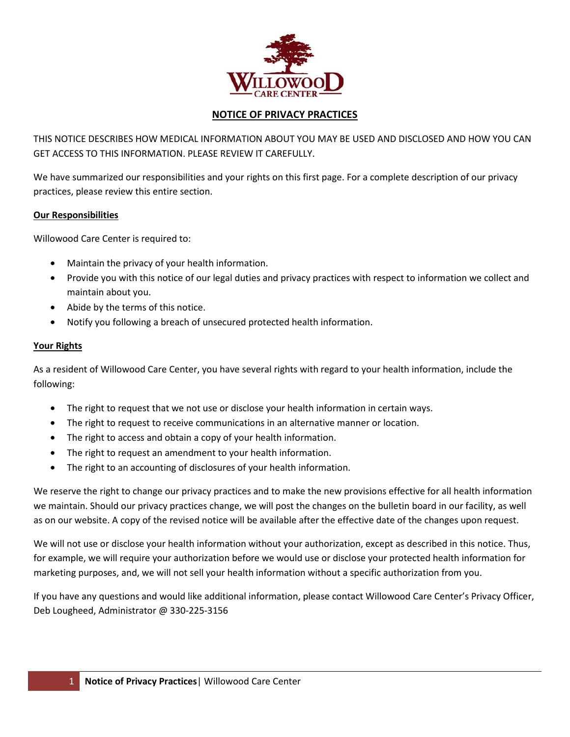# NOTICE OF PRIVACY PRACTICES

THIS NOTICE DESCRIBES HOW MEDICAL INFORMATION ABOUT YOU MAY BE USED AND DISCLOSED AND HOW YOU CAN GET ACCESS TO THIS INFORMATION. PLEASE REVIEW IT CAREFULLY.

We have summarized our responsibilities and your rights on this first page. For a complete description of our privacy practices, please review this entire section.

## Our Responsibilities

Willowood Care Center is required to:

- Maintain the privacy of your health information.
- Provide you with this notice of our legal duties and privacy practices with respect to information we collect and maintain about you.
- Abide by the terms of this notice.
- Notify you following a breach of unsecured protected health information.

## Your Rights

As a resident of Willowood Care Center, you have several rights with regard to your health information, include the following:

- The right to request that we not use or disclose your health information in certain ways.
- The right to request to receive communications in an alternative manner or location.
- The right to access and obtain a copy of your health information.
- The right to request an amendment to your health information.
- The right to an accounting of disclosures of your health information.

We reserve the right to change our privacy practices and to make the new provisions effective for all health information we maintain. Should our privacy practices change, we will post the changes on the bulletin board in our facility, as well as on our website. A copy of the revised notice will be available after the effective date of the changes upon request.

We will not use or disclose your health information without your authorization, except as described in this notice. Thus, for example, we will require your authorization before we would use or disclose your protected health information for marketing purposes, and, we will not sell your health information without a specific authorization from you.

If you have any questions and would like additional information, please contact Willowood Care Center's Privacy Officer, Deb Lougheed, Administrator @ 330-225-3156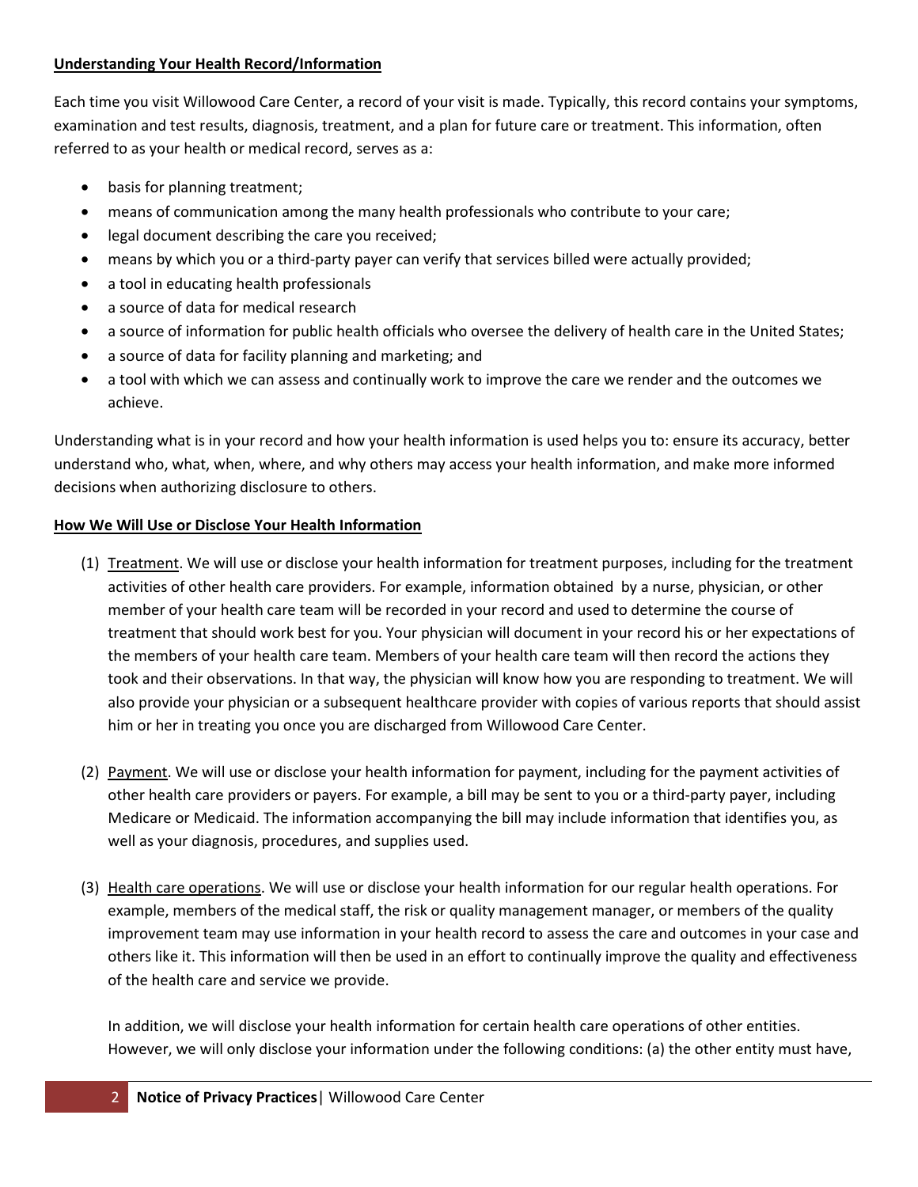**Understanding Your Health Record/Information**

Each time you visit Willowood Care Center, a record of your visit is made. Typically, this record contains your symptoms, examination and test results, diagnosis, treatment, and a plan for future care or treatment. This information, often referred to as your health or medical record, serves as a:

- basis for planning treatment;
- means of communication among the many health professionals who contribute to your care;
- legal document describing the care you received;
- means by which you or a third-party payer can verify that services billed were actually provided;
- a tool in educating health professionals
- a source of data for medical research
- a source of information for public health officials who oversee the delivery of health care in the United States;
- a source of data for facility planning and marketing; and
- a tool with which we can assess and continually work to improve the care we render and the outcomes we achieve.

Understanding what is in your record and how your health information is used helps you to: ensure its accuracy, better understand who, what, when, where, and why others may access your health information, and make more informed decisions when authorizing disclosure to others.

**How We Will Use or Disclose Your Health Information**

(1) Treatment. We will use or disclose your health information for treatment purposes, including for the treatment activities of other health care providers. For example, information obtained by a nurse, physician, or other member of your health care team will be recorded in your record and used to determine the course of treatment that should work best for you. Your physician will document in your record his or her expectations of the members of your health care team. Members of your health care team will then record the actions they took and their observations. In that way, the physician will know how you are responding to treatment. We will also provide your physician or a subsequent healthcare provider with copies of various reports that should assist him or her in treating you once you are discharged from Willowood Care Center.

(2) Payment. We will use or disclose your health information for payment, including for the payment activities of other health care providers or payers. For example, a bill may be sent to you or a third-party payer, including Medicare or Medicaid. The information accompanying the bill may include information that identifies you, as well as your diagnosis, procedures, and supplies used.

(3) Health care operations. We will use or disclose your health information for our regular health operations. For example, members of the medical staff, the risk or quality management manager, or members of the quality improvement team may use information in your health record to assess the care and outcomes in your case and others like it. This information will then be used in an effort to continually improve the quality and effectiveness of the health care and service we provide.

In addition, we will disclose your health information for certain health care operations of other entities. However, we will only disclose your information under the following conditions: (a) the other entity must have,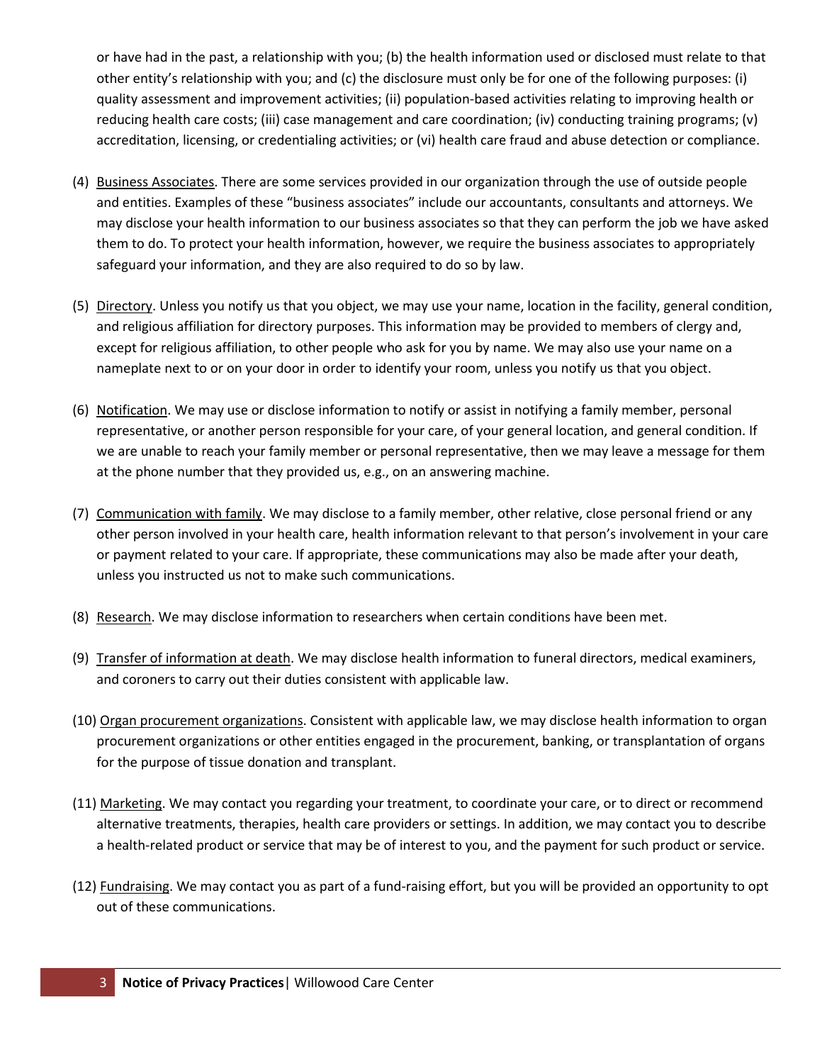or have had in the past, a relationship with you; (b) the health information used or disclosed must relate to that other entity's relationship with you; and (c) the disclosure must only be for one of the following purposes: (i) quality assessment and improvement activities; (ii) population-based activities relating to improving health or reducing health care costs; (iii) case management and care coordination; (iv) conducting training programs; (v) accreditation, licensing, or credentialing activities; or (vi) health care fraud and abuse detection or compliance.

(4) Business Associates. There are some services provided in our organization through the use of outside people and entities. Examples of these "business associates" include our accountants, consultants and attorneys. We may disclose your health information to our business associates so that they can perform the job we have asked them to do. To protect your health information, however, we require the business associates to appropriately safeguard your information, and they are also required to do so by law.

(5) Directory. Unless you notify us that you object, we may use your name, location in the facility, general condition, and religious affiliation for directory purposes. This information may be provided to members of clergy and, except for religious affiliation, to other people who ask for you by name. We may also use your name on a nameplate next to or on your door in order to identify your room, unless you notify us that you object.

(6) Notification. We may use or disclose information to notify or assist in notifying a family member, personal representative, or another person responsible for your care, of your general location, and general condition. If we are unable to reach your family member or personal representative, then we may leave a message for them at the phone number that they provided us, e.g., on an answering machine.

(7) Communication with family. We may disclose to a family member, other relative, close personal friend or any other person involved in your health care, health information relevant to that person's involvement in your care or payment related to your care. If appropriate, these communications may also be made after your death, unless you instructed us not to make such communications.

(8) Research. We may disclose information to researchers when certain conditions have been met.

(9) Transfer of information at death. We may disclose health information to funeral directors, medical examiners, and coroners to carry out their duties consistent with applicable law.

(10) Organ procurement organizations. Consistent with applicable law, we may disclose health information to organ procurement organizations or other entities engaged in the procurement, banking, or transplantation of organs for the purpose of tissue donation and transplant.

(11) Marketing. We may contact you regarding your treatment, to coordinate your care, or to direct or recommend alternative treatments, therapies, health care providers or settings. In addition, we may contact you to describe a health-related product or service that may be of interest to you, and the payment for such product or service.

(12) Fundraising. We may contact you as part of a fund-raising effort, but you will be provided an opportunity to opt out of these communications.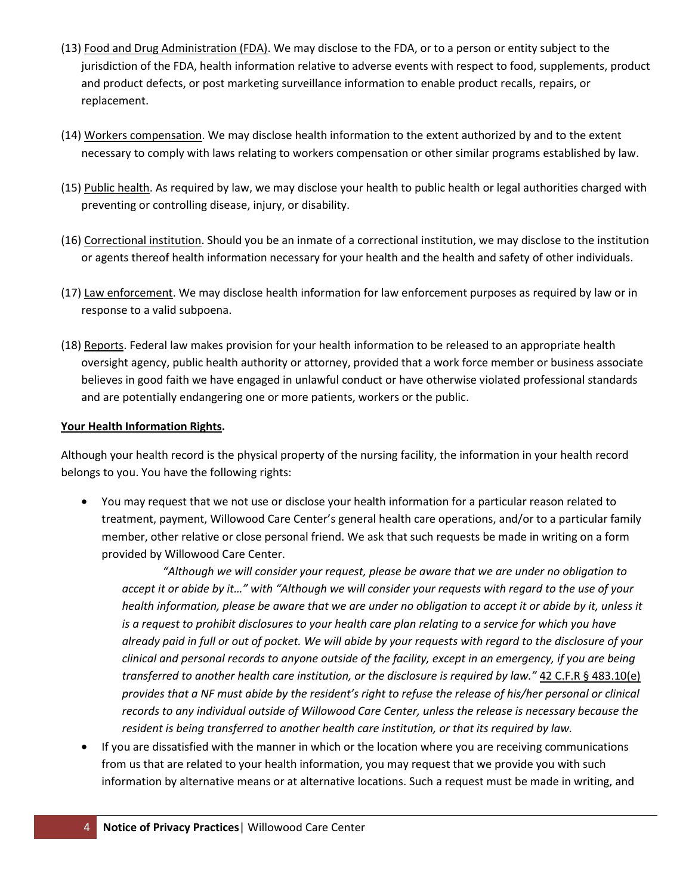(13) Food and Drug Administration (FDA). We may disclose to the FDA, or to a person or entity subject to the jurisdiction of the FDA, health information relative to adverse events with respect to food, supplements, product and product defects, or post marketing surveillance information to enable product recalls, repairs, or replacement.

(14) Workers compensation. We may disclose health information to the extent authorized by and to the extent necessary to comply with laws relating to workers compensation or other similar programs established by law.

(15) Public health. As required by law, we may disclose your health to public health or legal authorities charged with preventing or controlling disease, injury, or disability.

(16) Correctional institution. Should you be an inmate of a correctional institution, we may disclose to the institution or agents thereof health information necessary for your health and the health and safety of other individuals.

(17) Law enforcement. We may disclose health information for law enforcement purposes as required by law or in response to a valid subpoena.

(18) Reports. Federal law makes provision for your health information to be released to an appropriate health oversight agency, public health authority or attorney, provided that a work force member or business associate believes in good faith we have engaged in unlawful conduct or have otherwise violated professional standards and are potentially endangering one or more patients, workers or the public.

**Your Health Information Rights.**

Although your health record is the physical property of the nursing facility, the information in your health record belongs to you. You have the following rights:

- You may request that we not use or disclose your health information for a particular reason related to treatment, payment, Willowood Care Center's general health care operations, and/or to a particular family member, other relative or close personal friend. We ask that such requests be made in writing on a form provided by Willowood Care Center.

  *"Although we will consider your request, please be aware that we are under no obligation to accept it or abide by it…" with "Although we will consider your requests with regard to the use of your health information, please be aware that we are under no obligation to accept it or abide by it, unless it is a request to prohibit disclosures to your health care plan relating to a service for which you have already paid in full or out of pocket. We will abide by your requests with regard to the disclosure of your clinical and personal records to anyone outside of the facility, except in an emergency, if you are being transferred to another health care institution, or the disclosure is required by law."* 42 C.F.R § 483.10(e) *provides that a NF must abide by the resident's right to refuse the release of his/her personal or clinical records to any individual outside of Willowood Care Center, unless the release is necessary because the resident is being transferred to another health care institution, or that its required by law.*

- If you are dissatisfied with the manner in which or the location where you are receiving communications from us that are related to your health information, you may request that we provide you with such information by alternative means or at alternative locations. Such a request must be made in writing, and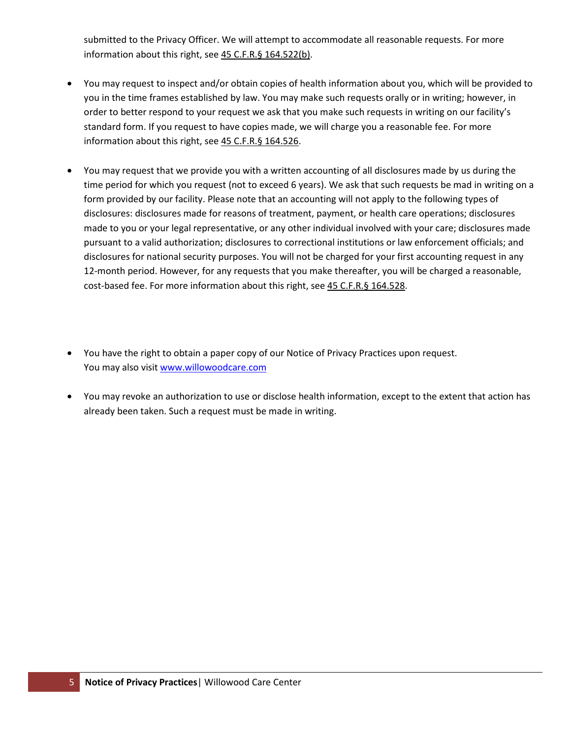submitted to the Privacy Officer. We will attempt to accommodate all reasonable requests. For more information about this right, see 45 C.F.R.§ 164.522(b).

- You may request to inspect and/or obtain copies of health information about you, which will be provided to you in the time frames established by law. You may make such requests orally or in writing; however, in order to better respond to your request we ask that you make such requests in writing on our facility's standard form. If you request to have copies made, we will charge you a reasonable fee. For more information about this right, see 45 C.F.R.§ 164.526.

- You may request that we provide you with a written accounting of all disclosures made by us during the time period for which you request (not to exceed 6 years). We ask that such requests be mad in writing on a form provided by our facility. Please note that an accounting will not apply to the following types of disclosures: disclosures made for reasons of treatment, payment, or health care operations; disclosures made to you or your legal representative, or any other individual involved with your care; disclosures made pursuant to a valid authorization; disclosures to correctional institutions or law enforcement officials; and disclosures for national security purposes. You will not be charged for your first accounting request in any 12-month period. However, for any requests that you make thereafter, you will be charged a reasonable, cost-based fee. For more information about this right, see 45 C.F.R.§ 164.528.

- You have the right to obtain a paper copy of our Notice of Privacy Practices upon request. You may also visit www.willowoodcare.com

- You may revoke an authorization to use or disclose health information, except to the extent that action has already been taken. Such a request must be made in writing.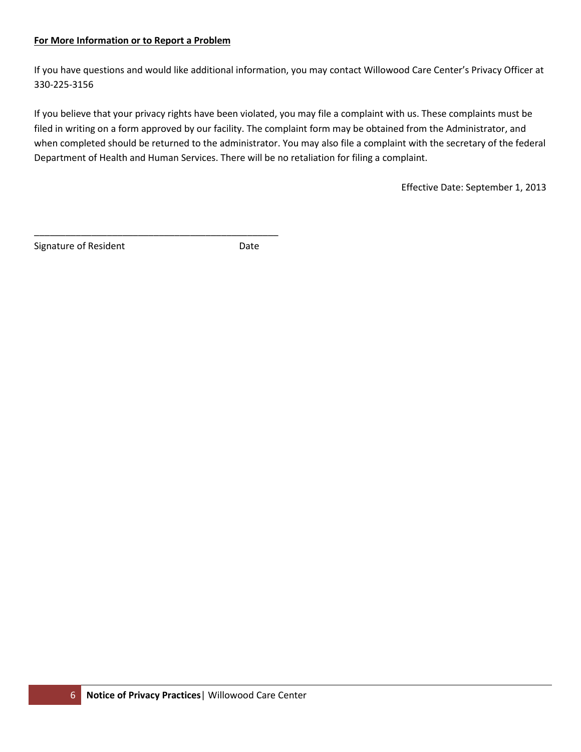**For More Information or to Report a Problem**

If you have questions and would like additional information, you may contact Willowood Care Center's Privacy Officer at 330-225-3156

If you believe that your privacy rights have been violated, you may file a complaint with us. These complaints must be filed in writing on a form approved by our facility. The complaint form may be obtained from the Administrator, and when completed should be returned to the administrator. You may also file a complaint with the secretary of the federal Department of Health and Human Services. There will be no retaliation for filing a complaint.

Effective Date: September 1, 2013

_______________________________________________

Signature of Resident                    Date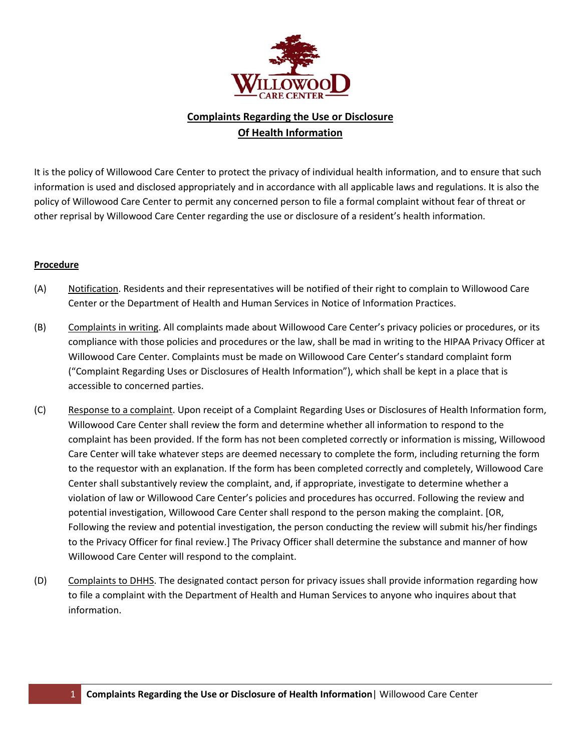## Complaints Regarding the Use or Disclosure Of Health Information

It is the policy of Willowood Care Center to protect the privacy of individual health information, and to ensure that such information is used and disclosed appropriately and in accordance with all applicable laws and regulations. It is also the policy of Willowood Care Center to permit any concerned person to file a formal complaint without fear of threat or other reprisal by Willowood Care Center regarding the use or disclosure of a resident's health information.

**Procedure**

(A) Notification. Residents and their representatives will be notified of their right to complain to Willowood Care Center or the Department of Health and Human Services in Notice of Information Practices.

(B) Complaints in writing. All complaints made about Willowood Care Center's privacy policies or procedures, or its compliance with those policies and procedures or the law, shall be mad in writing to the HIPAA Privacy Officer at Willowood Care Center. Complaints must be made on Willowood Care Center's standard complaint form ("Complaint Regarding Uses or Disclosures of Health Information"), which shall be kept in a place that is accessible to concerned parties.

(C) Response to a complaint. Upon receipt of a Complaint Regarding Uses or Disclosures of Health Information form, Willowood Care Center shall review the form and determine whether all information to respond to the complaint has been provided. If the form has not been completed correctly or information is missing, Willowood Care Center will take whatever steps are deemed necessary to complete the form, including returning the form to the requestor with an explanation. If the form has been completed correctly and completely, Willowood Care Center shall substantively review the complaint, and, if appropriate, investigate to determine whether a violation of law or Willowood Care Center's policies and procedures has occurred. Following the review and potential investigation, Willowood Care Center shall respond to the person making the complaint. [OR, Following the review and potential investigation, the person conducting the review will submit his/her findings to the Privacy Officer for final review.] The Privacy Officer shall determine the substance and manner of how Willowood Care Center will respond to the complaint.

(D) Complaints to DHHS. The designated contact person for privacy issues shall provide information regarding how to file a complaint with the Department of Health and Human Services to anyone who inquires about that information.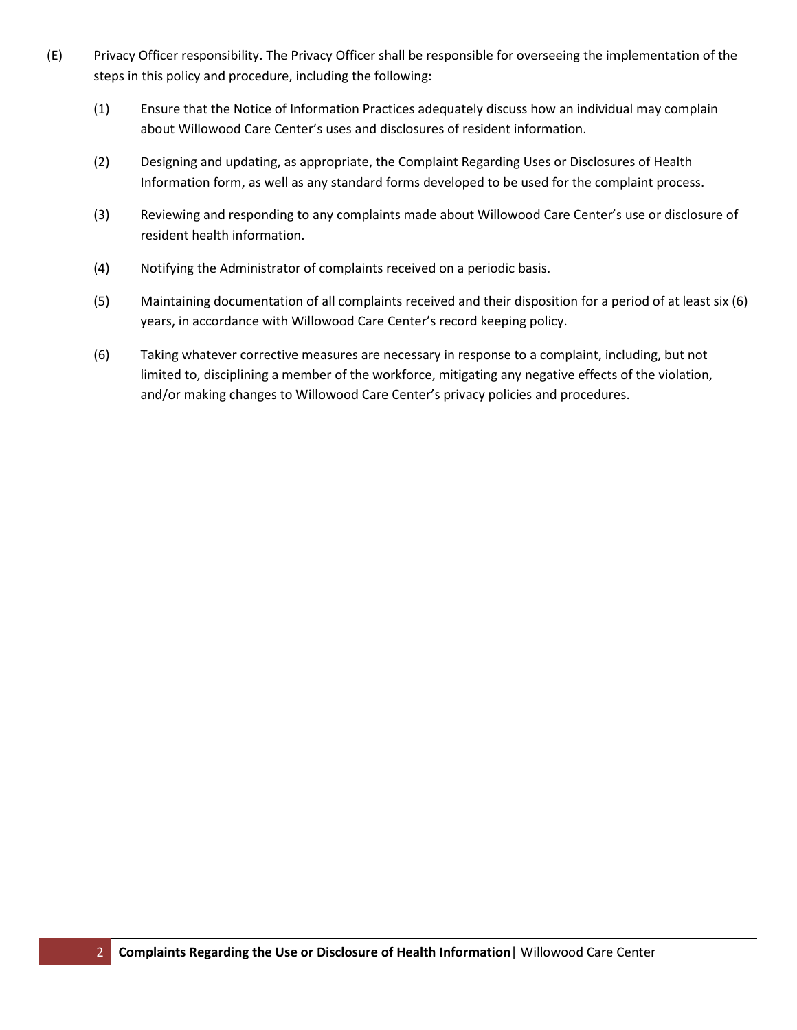(E) Privacy Officer responsibility. The Privacy Officer shall be responsible for overseeing the implementation of the steps in this policy and procedure, including the following:

(1) Ensure that the Notice of Information Practices adequately discuss how an individual may complain about Willowood Care Center's uses and disclosures of resident information.

(2) Designing and updating, as appropriate, the Complaint Regarding Uses or Disclosures of Health Information form, as well as any standard forms developed to be used for the complaint process.

(3) Reviewing and responding to any complaints made about Willowood Care Center's use or disclosure of resident health information.

(4) Notifying the Administrator of complaints received on a periodic basis.

(5) Maintaining documentation of all complaints received and their disposition for a period of at least six (6) years, in accordance with Willowood Care Center's record keeping policy.

(6) Taking whatever corrective measures are necessary in response to a complaint, including, but not limited to, disciplining a member of the workforce, mitigating any negative effects of the violation, and/or making changes to Willowood Care Center's privacy policies and procedures.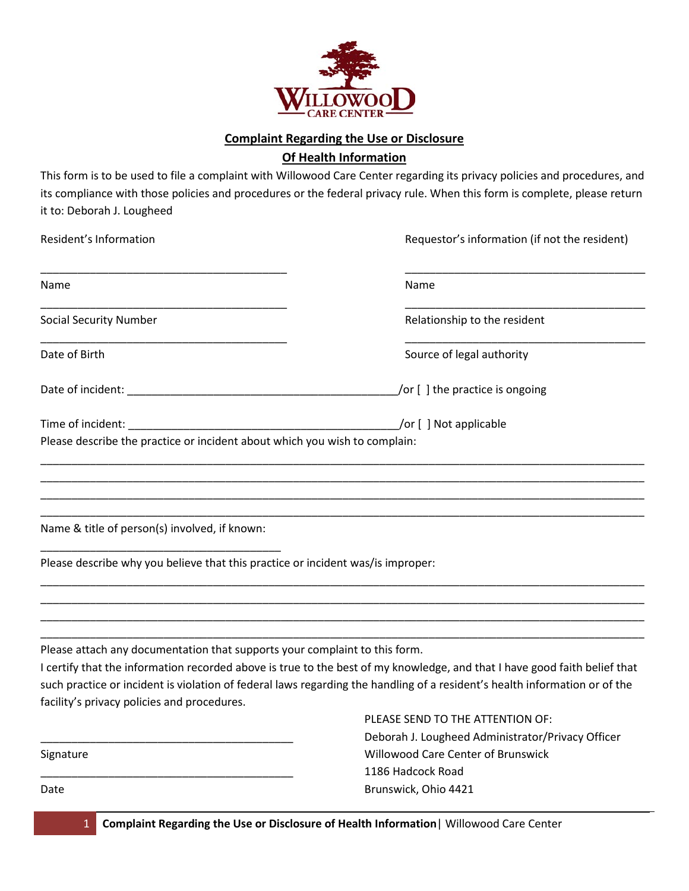# Complaint Regarding the Use or Disclosure Of Health Information

This form is to be used to file a complaint with Willowood Care Center regarding its privacy policies and procedures, and its compliance with those policies and procedures or the federal privacy rule. When this form is complete, please return it to: Deborah J. Lougheed

| Resident's Information | Requestor's information (if not the resident) |
|---|---|
| ________________________________________ | ________________________________________ |
| Name | Name |
| ________________________________________ | ________________________________________ |
| Social Security Number | Relationship to the resident |
| ________________________________________ | ________________________________________ |
| Date of Birth | Source of legal authority |

Date of incident: ____________________________________________/or [ ] the practice is ongoing

Time of incident: ____________________________________________/or [ ] Not applicable

Please describe the practice or incident about which you wish to complain:

______________________________________________________________________________________________

______________________________________________________________________________________________

______________________________________________________________________________________________

______________________________________________________________________________________________

Name & title of person(s) involved, if known:

________________________________________

Please describe why you believe that this practice or incident was/is improper:

______________________________________________________________________________________________

______________________________________________________________________________________________

______________________________________________________________________________________________

______________________________________________________________________________________________

Please attach any documentation that supports your complaint to this form.

I certify that the information recorded above is true to the best of my knowledge, and that I have good faith belief that such practice or incident is violation of federal laws regarding the handling of a resident's health information or of the facility's privacy policies and procedures.

________________________________________

Signature

________________________________________

Date

PLEASE SEND TO THE ATTENTION OF:
Deborah J. Lougheed Administrator/Privacy Officer
Willowood Care Center of Brunswick
1186 Hadcock Road
Brunswick, Ohio 4421